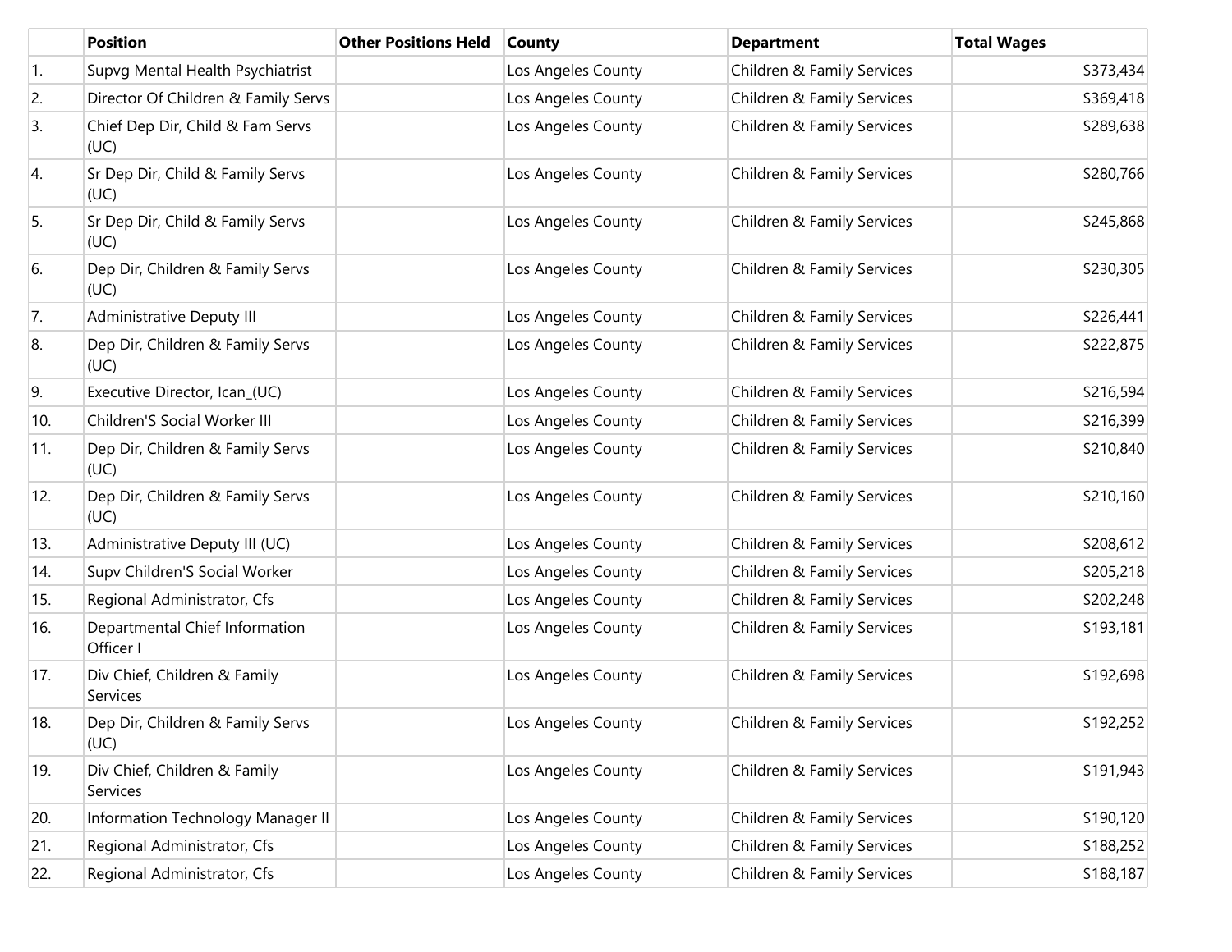| | Position | Other Positions Held | County | Department | Total Wages |
|---|---|---|---|---|---|
| 1. | Supvg Mental Health Psychiatrist | | Los Angeles County | Children & Family Services | $373,434 |
| 2. | Director Of Children & Family Servs | | Los Angeles County | Children & Family Services | $369,418 |
| 3. | Chief Dep Dir, Child & Fam Servs (UC) | | Los Angeles County | Children & Family Services | $289,638 |
| 4. | Sr Dep Dir, Child & Family Servs (UC) | | Los Angeles County | Children & Family Services | $280,766 |
| 5. | Sr Dep Dir, Child & Family Servs (UC) | | Los Angeles County | Children & Family Services | $245,868 |
| 6. | Dep Dir, Children & Family Servs (UC) | | Los Angeles County | Children & Family Services | $230,305 |
| 7. | Administrative Deputy III | | Los Angeles County | Children & Family Services | $226,441 |
| 8. | Dep Dir, Children & Family Servs (UC) | | Los Angeles County | Children & Family Services | $222,875 |
| 9. | Executive Director, Ican_(UC) | | Los Angeles County | Children & Family Services | $216,594 |
| 10. | Children'S Social Worker III | | Los Angeles County | Children & Family Services | $216,399 |
| 11. | Dep Dir, Children & Family Servs (UC) | | Los Angeles County | Children & Family Services | $210,840 |
| 12. | Dep Dir, Children & Family Servs (UC) | | Los Angeles County | Children & Family Services | $210,160 |
| 13. | Administrative Deputy III (UC) | | Los Angeles County | Children & Family Services | $208,612 |
| 14. | Supv Children'S Social Worker | | Los Angeles County | Children & Family Services | $205,218 |
| 15. | Regional Administrator, Cfs | | Los Angeles County | Children & Family Services | $202,248 |
| 16. | Departmental Chief Information Officer I | | Los Angeles County | Children & Family Services | $193,181 |
| 17. | Div Chief, Children & Family Services | | Los Angeles County | Children & Family Services | $192,698 |
| 18. | Dep Dir, Children & Family Servs (UC) | | Los Angeles County | Children & Family Services | $192,252 |
| 19. | Div Chief, Children & Family Services | | Los Angeles County | Children & Family Services | $191,943 |
| 20. | Information Technology Manager II | | Los Angeles County | Children & Family Services | $190,120 |
| 21. | Regional Administrator, Cfs | | Los Angeles County | Children & Family Services | $188,252 |
| 22. | Regional Administrator, Cfs | | Los Angeles County | Children & Family Services | $188,187 |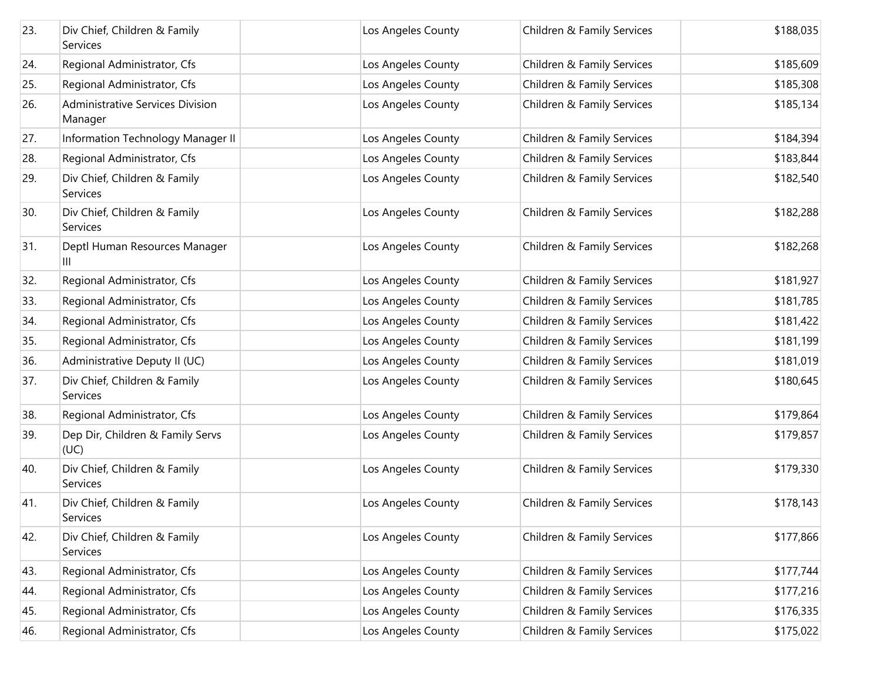| | | | | | |
|---|---|---|---|---|---|
| 23. | Div Chief, Children & Family Services | | Los Angeles County | Children & Family Services | $188,035 |
| 24. | Regional Administrator, Cfs | | Los Angeles County | Children & Family Services | $185,609 |
| 25. | Regional Administrator, Cfs | | Los Angeles County | Children & Family Services | $185,308 |
| 26. | Administrative Services Division Manager | | Los Angeles County | Children & Family Services | $185,134 |
| 27. | Information Technology Manager II | | Los Angeles County | Children & Family Services | $184,394 |
| 28. | Regional Administrator, Cfs | | Los Angeles County | Children & Family Services | $183,844 |
| 29. | Div Chief, Children & Family Services | | Los Angeles County | Children & Family Services | $182,540 |
| 30. | Div Chief, Children & Family Services | | Los Angeles County | Children & Family Services | $182,288 |
| 31. | Deptl Human Resources Manager III | | Los Angeles County | Children & Family Services | $182,268 |
| 32. | Regional Administrator, Cfs | | Los Angeles County | Children & Family Services | $181,927 |
| 33. | Regional Administrator, Cfs | | Los Angeles County | Children & Family Services | $181,785 |
| 34. | Regional Administrator, Cfs | | Los Angeles County | Children & Family Services | $181,422 |
| 35. | Regional Administrator, Cfs | | Los Angeles County | Children & Family Services | $181,199 |
| 36. | Administrative Deputy II (UC) | | Los Angeles County | Children & Family Services | $181,019 |
| 37. | Div Chief, Children & Family Services | | Los Angeles County | Children & Family Services | $180,645 |
| 38. | Regional Administrator, Cfs | | Los Angeles County | Children & Family Services | $179,864 |
| 39. | Dep Dir, Children & Family Servs (UC) | | Los Angeles County | Children & Family Services | $179,857 |
| 40. | Div Chief, Children & Family Services | | Los Angeles County | Children & Family Services | $179,330 |
| 41. | Div Chief, Children & Family Services | | Los Angeles County | Children & Family Services | $178,143 |
| 42. | Div Chief, Children & Family Services | | Los Angeles County | Children & Family Services | $177,866 |
| 43. | Regional Administrator, Cfs | | Los Angeles County | Children & Family Services | $177,744 |
| 44. | Regional Administrator, Cfs | | Los Angeles County | Children & Family Services | $177,216 |
| 45. | Regional Administrator, Cfs | | Los Angeles County | Children & Family Services | $176,335 |
| 46. | Regional Administrator, Cfs | | Los Angeles County | Children & Family Services | $175,022 |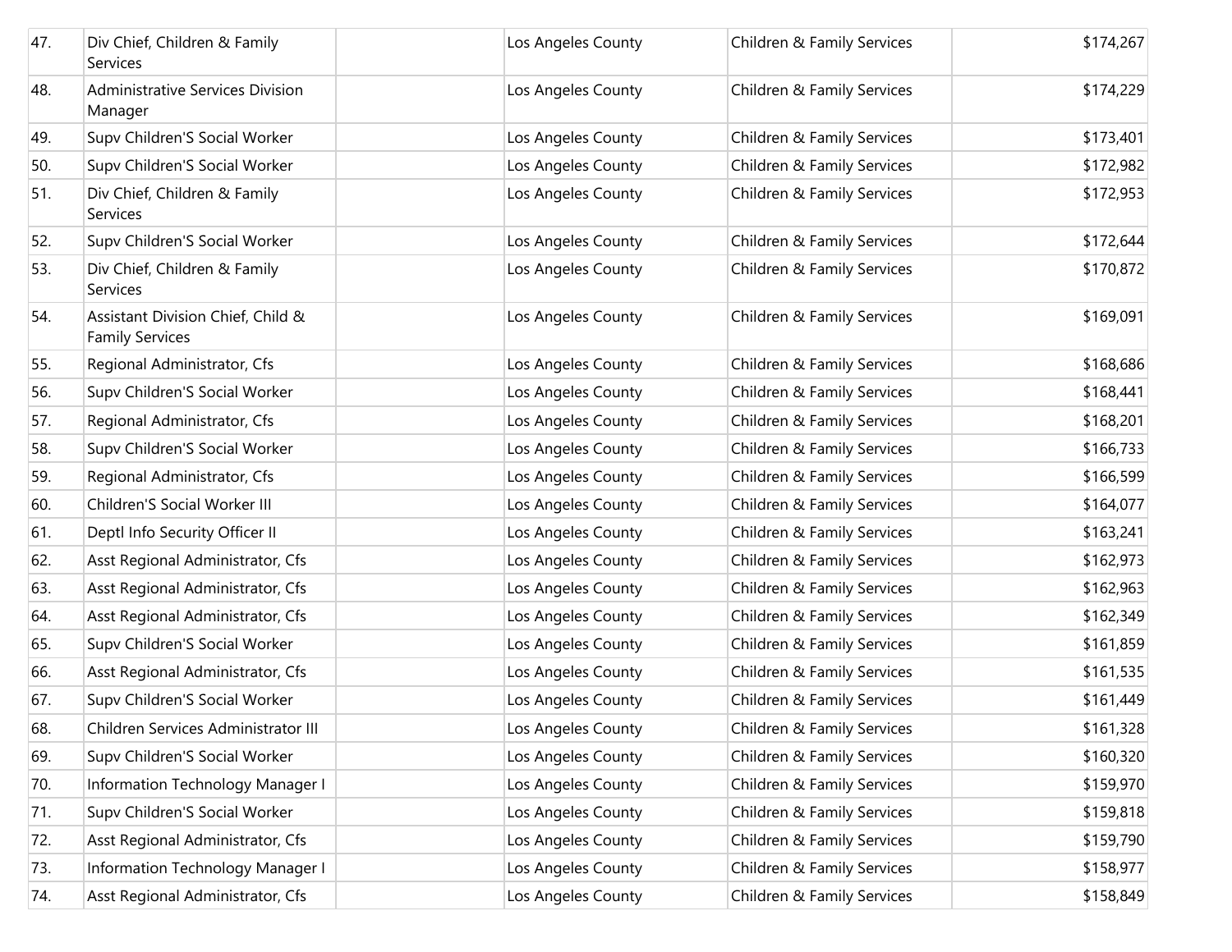| | | | | | |
|---|---|---|---|---|---|
| 47. | Div Chief, Children & Family Services | | Los Angeles County | Children & Family Services | $174,267 |
| 48. | Administrative Services Division Manager | | Los Angeles County | Children & Family Services | $174,229 |
| 49. | Supv Children'S Social Worker | | Los Angeles County | Children & Family Services | $173,401 |
| 50. | Supv Children'S Social Worker | | Los Angeles County | Children & Family Services | $172,982 |
| 51. | Div Chief, Children & Family Services | | Los Angeles County | Children & Family Services | $172,953 |
| 52. | Supv Children'S Social Worker | | Los Angeles County | Children & Family Services | $172,644 |
| 53. | Div Chief, Children & Family Services | | Los Angeles County | Children & Family Services | $170,872 |
| 54. | Assistant Division Chief, Child & Family Services | | Los Angeles County | Children & Family Services | $169,091 |
| 55. | Regional Administrator, Cfs | | Los Angeles County | Children & Family Services | $168,686 |
| 56. | Supv Children'S Social Worker | | Los Angeles County | Children & Family Services | $168,441 |
| 57. | Regional Administrator, Cfs | | Los Angeles County | Children & Family Services | $168,201 |
| 58. | Supv Children'S Social Worker | | Los Angeles County | Children & Family Services | $166,733 |
| 59. | Regional Administrator, Cfs | | Los Angeles County | Children & Family Services | $166,599 |
| 60. | Children'S Social Worker III | | Los Angeles County | Children & Family Services | $164,077 |
| 61. | Deptl Info Security Officer II | | Los Angeles County | Children & Family Services | $163,241 |
| 62. | Asst Regional Administrator, Cfs | | Los Angeles County | Children & Family Services | $162,973 |
| 63. | Asst Regional Administrator, Cfs | | Los Angeles County | Children & Family Services | $162,963 |
| 64. | Asst Regional Administrator, Cfs | | Los Angeles County | Children & Family Services | $162,349 |
| 65. | Supv Children'S Social Worker | | Los Angeles County | Children & Family Services | $161,859 |
| 66. | Asst Regional Administrator, Cfs | | Los Angeles County | Children & Family Services | $161,535 |
| 67. | Supv Children'S Social Worker | | Los Angeles County | Children & Family Services | $161,449 |
| 68. | Children Services Administrator III | | Los Angeles County | Children & Family Services | $161,328 |
| 69. | Supv Children'S Social Worker | | Los Angeles County | Children & Family Services | $160,320 |
| 70. | Information Technology Manager I | | Los Angeles County | Children & Family Services | $159,970 |
| 71. | Supv Children'S Social Worker | | Los Angeles County | Children & Family Services | $159,818 |
| 72. | Asst Regional Administrator, Cfs | | Los Angeles County | Children & Family Services | $159,790 |
| 73. | Information Technology Manager I | | Los Angeles County | Children & Family Services | $158,977 |
| 74. | Asst Regional Administrator, Cfs | | Los Angeles County | Children & Family Services | $158,849 |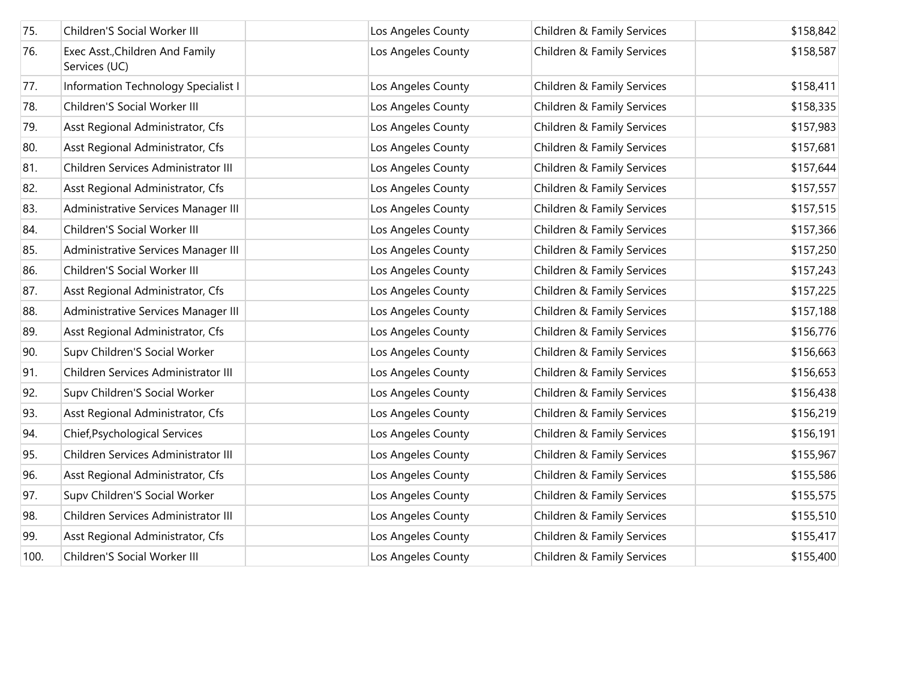| | | | | | |
|---|---|---|---|---|---|
| 75. | Children'S Social Worker III | | Los Angeles County | Children & Family Services | $158,842 |
| 76. | Exec Asst.,Children And Family Services (UC) | | Los Angeles County | Children & Family Services | $158,587 |
| 77. | Information Technology Specialist I | | Los Angeles County | Children & Family Services | $158,411 |
| 78. | Children'S Social Worker III | | Los Angeles County | Children & Family Services | $158,335 |
| 79. | Asst Regional Administrator, Cfs | | Los Angeles County | Children & Family Services | $157,983 |
| 80. | Asst Regional Administrator, Cfs | | Los Angeles County | Children & Family Services | $157,681 |
| 81. | Children Services Administrator III | | Los Angeles County | Children & Family Services | $157,644 |
| 82. | Asst Regional Administrator, Cfs | | Los Angeles County | Children & Family Services | $157,557 |
| 83. | Administrative Services Manager III | | Los Angeles County | Children & Family Services | $157,515 |
| 84. | Children'S Social Worker III | | Los Angeles County | Children & Family Services | $157,366 |
| 85. | Administrative Services Manager III | | Los Angeles County | Children & Family Services | $157,250 |
| 86. | Children'S Social Worker III | | Los Angeles County | Children & Family Services | $157,243 |
| 87. | Asst Regional Administrator, Cfs | | Los Angeles County | Children & Family Services | $157,225 |
| 88. | Administrative Services Manager III | | Los Angeles County | Children & Family Services | $157,188 |
| 89. | Asst Regional Administrator, Cfs | | Los Angeles County | Children & Family Services | $156,776 |
| 90. | Supv Children'S Social Worker | | Los Angeles County | Children & Family Services | $156,663 |
| 91. | Children Services Administrator III | | Los Angeles County | Children & Family Services | $156,653 |
| 92. | Supv Children'S Social Worker | | Los Angeles County | Children & Family Services | $156,438 |
| 93. | Asst Regional Administrator, Cfs | | Los Angeles County | Children & Family Services | $156,219 |
| 94. | Chief,Psychological Services | | Los Angeles County | Children & Family Services | $156,191 |
| 95. | Children Services Administrator III | | Los Angeles County | Children & Family Services | $155,967 |
| 96. | Asst Regional Administrator, Cfs | | Los Angeles County | Children & Family Services | $155,586 |
| 97. | Supv Children'S Social Worker | | Los Angeles County | Children & Family Services | $155,575 |
| 98. | Children Services Administrator III | | Los Angeles County | Children & Family Services | $155,510 |
| 99. | Asst Regional Administrator, Cfs | | Los Angeles County | Children & Family Services | $155,417 |
| 100. | Children'S Social Worker III | | Los Angeles County | Children & Family Services | $155,400 |